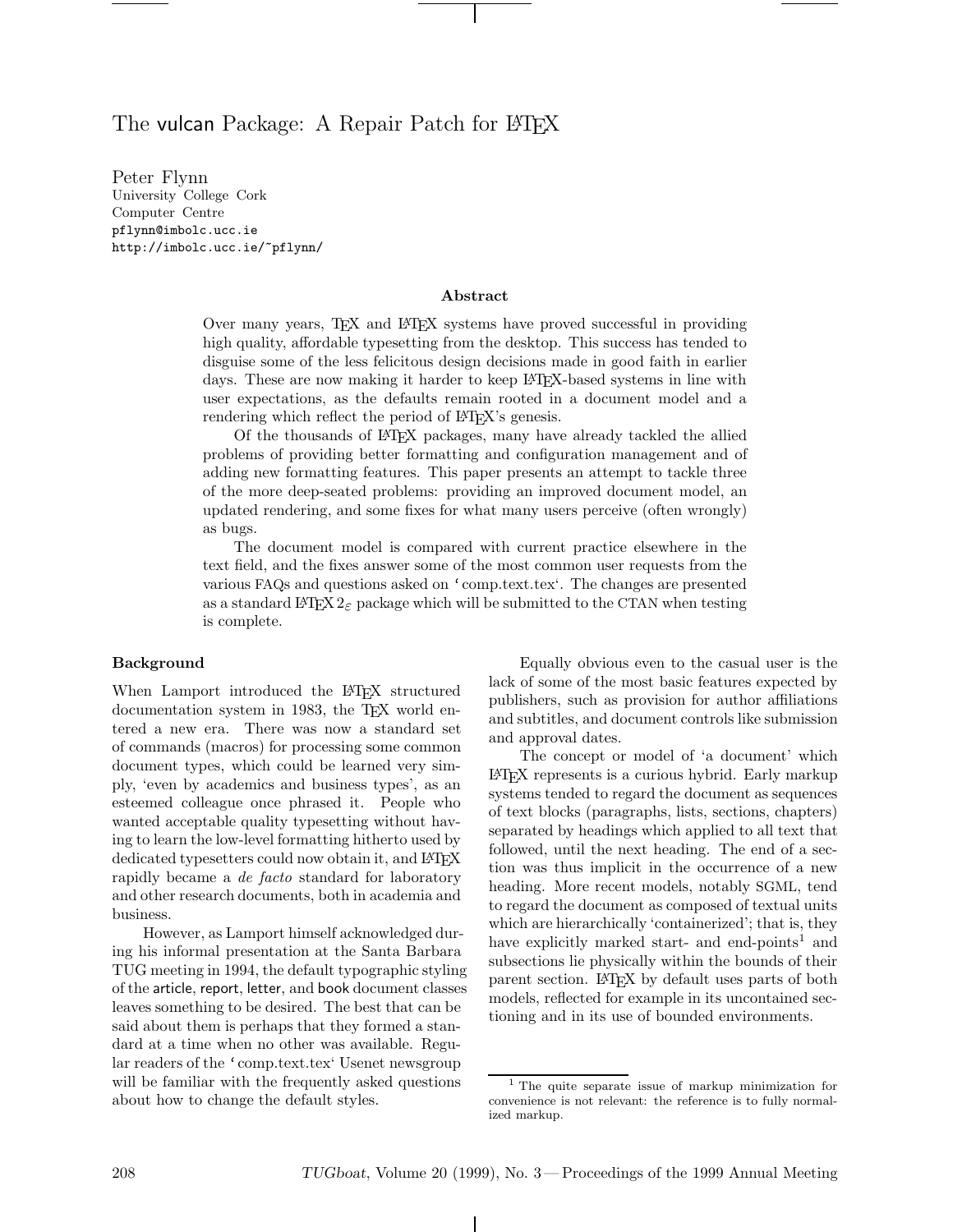# The vulcan Package: A Repair Patch for LaTeX

Peter Flynn
University College Cork
Computer Centre
pflynn@imbolc.ucc.ie
http://imbolc.ucc.ie/~pflynn/

### Abstract

Over many years, TeX and LaTeX systems have proved successful in providing high quality, affordable typesetting from the desktop. This success has tended to disguise some of the less felicitous design decisions made in good faith in earlier days. These are now making it harder to keep LaTeX-based systems in line with user expectations, as the defaults remain rooted in a document model and a rendering which reflect the period of LaTeX's genesis.

Of the thousands of LaTeX packages, many have already tackled the allied problems of providing better formatting and configuration management and of adding new formatting features. This paper presents an attempt to tackle three of the more deep-seated problems: providing an improved document model, an updated rendering, and some fixes for what many users perceive (often wrongly) as bugs.

The document model is compared with current practice elsewhere in the text field, and the fixes answer some of the most common user requests from the various FAQs and questions asked on 'comp.text.tex'. The changes are presented as a standard LaTeX $2_\varepsilon$ package which will be submitted to the CTAN when testing is complete.

### Background

When Lamport introduced the LaTeX structured documentation system in 1983, the TeX world entered a new era. There was now a standard set of commands (macros) for processing some common document types, which could be learned very simply, 'even by academics and business types', as an esteemed colleague once phrased it. People who wanted acceptable quality typesetting without having to learn the low-level formatting hitherto used by dedicated typesetters could now obtain it, and LaTeX rapidly became a *de facto* standard for laboratory and other research documents, both in academia and business.

However, as Lamport himself acknowledged during his informal presentation at the Santa Barbara TUG meeting in 1994, the default typographic styling of the article, report, letter, and book document classes leaves something to be desired. The best that can be said about them is perhaps that they formed a standard at a time when no other was available. Regular readers of the 'comp.text.tex' Usenet newsgroup will be familiar with the frequently asked questions about how to change the default styles.

Equally obvious even to the casual user is the lack of some of the most basic features expected by publishers, such as provision for author affiliations and subtitles, and document controls like submission and approval dates.

The concept or model of 'a document' which LaTeX represents is a curious hybrid. Early markup systems tended to regard the document as sequences of text blocks (paragraphs, lists, sections, chapters) separated by headings which applied to all text that followed, until the next heading. The end of a section was thus implicit in the occurrence of a new heading. More recent models, notably SGML, tend to regard the document as composed of textual units which are hierarchically 'containerized'; that is, they have explicitly marked start- and end-points[1] and subsections lie physically within the bounds of their parent section. LaTeX by default uses parts of both models, reflected for example in its uncontained sectioning and in its use of bounded environments.

[1] The quite separate issue of markup minimization for convenience is not relevant: the reference is to fully normalized markup.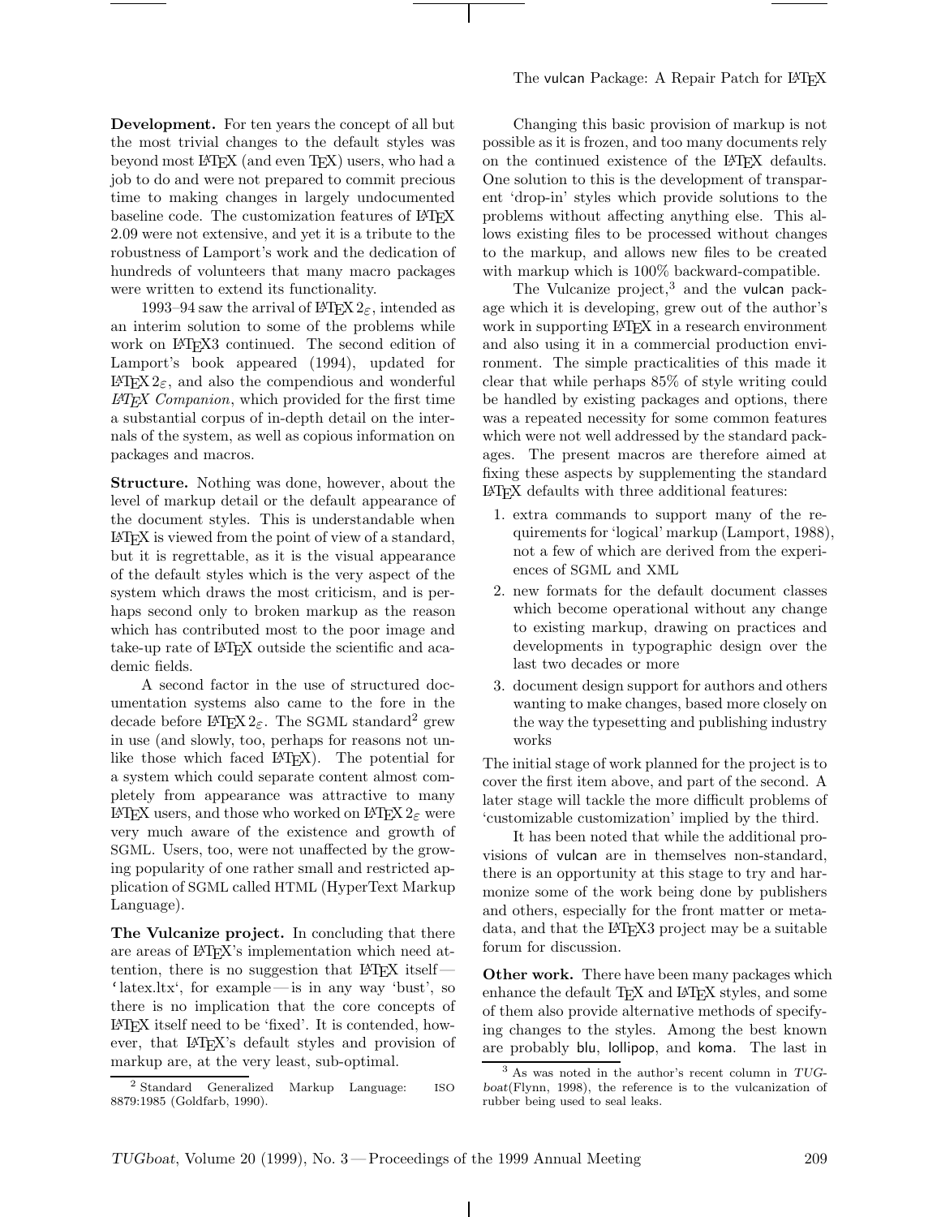**Development.** For ten years the concept of all but the most trivial changes to the default styles was beyond most LaTeX (and even TeX) users, who had a job to do and were not prepared to commit precious time to making changes in largely undocumented baseline code. The customization features of LaTeX 2.09 were not extensive, and yet it is a tribute to the robustness of Lamport's work and the dedication of hundreds of volunteers that many macro packages were written to extend its functionality.

1993–94 saw the arrival of LaTeX $2_\varepsilon$, intended as an interim solution to some of the problems while work on LaTeX3 continued. The second edition of Lamport's book appeared (1994), updated for LaTeX $2_\varepsilon$, and also the compendious and wonderful *LaTeX Companion*, which provided for the first time a substantial corpus of in-depth detail on the internals of the system, as well as copious information on packages and macros.

**Structure.** Nothing was done, however, about the level of markup detail or the default appearance of the document styles. This is understandable when LaTeX is viewed from the point of view of a standard, but it is regrettable, as it is the visual appearance of the default styles which is the very aspect of the system which draws the most criticism, and is perhaps second only to broken markup as the reason which has contributed most to the poor image and take-up rate of LaTeX outside the scientific and academic fields.

A second factor in the use of structured documentation systems also came to the fore in the decade before LaTeX $2_\varepsilon$. The SGML standard[2] grew in use (and slowly, too, perhaps for reasons not unlike those which faced LaTeX). The potential for a system which could separate content almost completely from appearance was attractive to many LaTeX users, and those who worked on LaTeX $2_\varepsilon$ were very much aware of the existence and growth of SGML. Users, too, were not unaffected by the growing popularity of one rather small and restricted application of SGML called HTML (HyperText Markup Language).

**The Vulcanize project.** In concluding that there are areas of LaTeX's implementation which need attention, there is no suggestion that LaTeX itself — 'latex.ltx', for example — is in any way 'bust', so there is no implication that the core concepts of LaTeX itself need to be 'fixed'. It is contended, however, that LaTeX's default styles and provision of markup are, at the very least, sub-optimal.

[2] Standard Generalized Markup Language: ISO 8879:1985 (Goldfarb, 1990).

Changing this basic provision of markup is not possible as it is frozen, and too many documents rely on the continued existence of the LaTeX defaults. One solution to this is the development of transparent 'drop-in' styles which provide solutions to the problems without affecting anything else. This allows existing files to be processed without changes to the markup, and allows new files to be created with markup which is 100% backward-compatible.

The Vulcanize project,[3] and the vulcan package which it is developing, grew out of the author's work in supporting LaTeX in a research environment and also using it in a commercial production environment. The simple practicalities of this made it clear that while perhaps 85% of style writing could be handled by existing packages and options, there was a repeated necessity for some common features which were not well addressed by the standard packages. The present macros are therefore aimed at fixing these aspects by supplementing the standard LaTeX defaults with three additional features:

1. extra commands to support many of the requirements for 'logical' markup (Lamport, 1988), not a few of which are derived from the experiences of SGML and XML
2. new formats for the default document classes which become operational without any change to existing markup, drawing on practices and developments in typographic design over the last two decades or more
3. document design support for authors and others wanting to make changes, based more closely on the way the typesetting and publishing industry works

The initial stage of work planned for the project is to cover the first item above, and part of the second. A later stage will tackle the more difficult problems of 'customizable customization' implied by the third.

It has been noted that while the additional provisions of vulcan are in themselves non-standard, there is an opportunity at this stage to try and harmonize some of the work being done by publishers and others, especially for the front matter or metadata, and that the LaTeX3 project may be a suitable forum for discussion.

**Other work.** There have been many packages which enhance the default TeX and LaTeX styles, and some of them also provide alternative methods of specifying changes to the styles. Among the best known are probably blu, lollipop, and koma. The last in

[3] As was noted in the author's recent column in *TUGboat*(Flynn, 1998), the reference is to the vulcanization of rubber being used to seal leaks.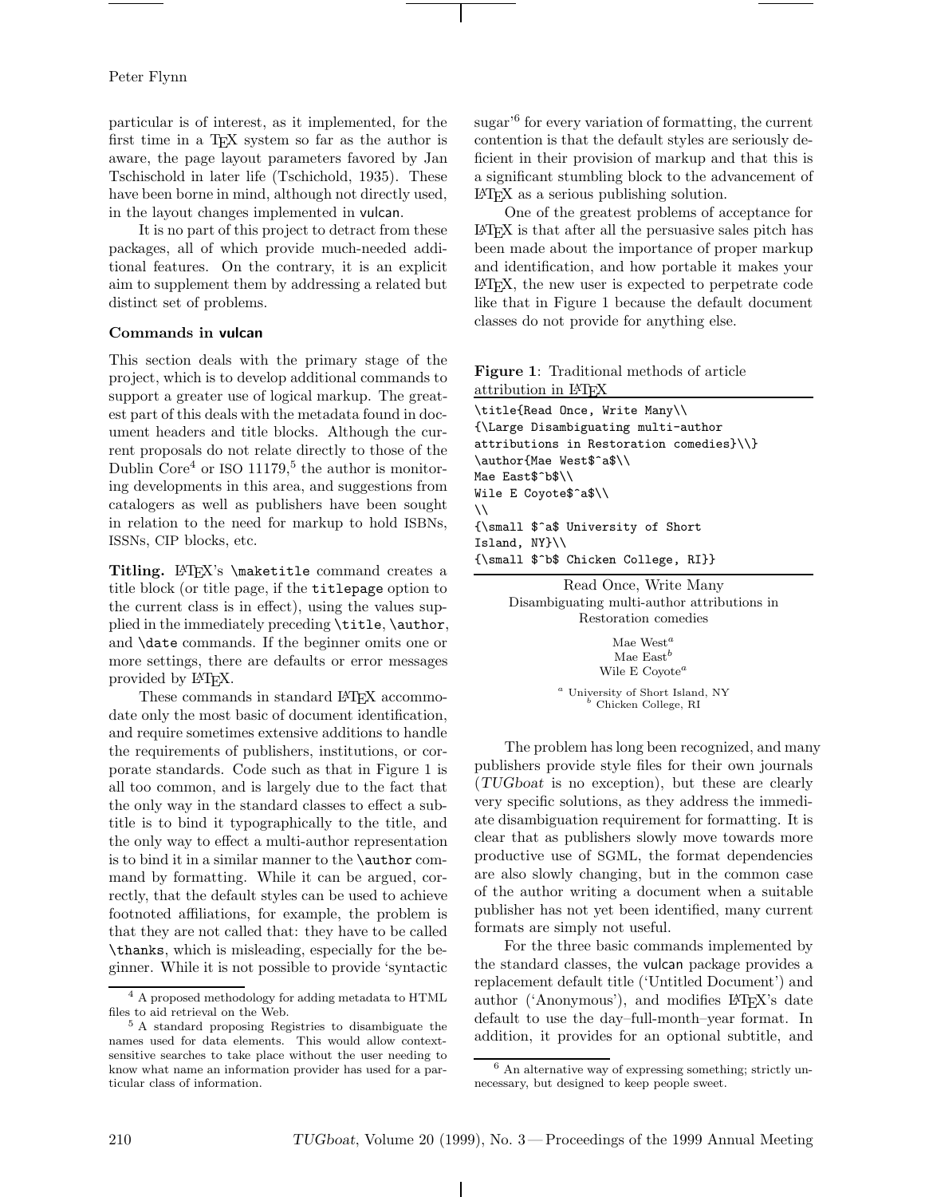particular is of interest, as it implemented, for the first time in a TeX system so far as the author is aware, the page layout parameters favored by Jan Tschichold in later life (Tschichold, 1935). These have been borne in mind, although not directly used, in the layout changes implemented in vulcan.

It is no part of this project to detract from these packages, all of which provide much-needed additional features. On the contrary, it is an explicit aim to supplement them by addressing a related but distinct set of problems.

### Commands in vulcan

This section deals with the primary stage of the project, which is to develop additional commands to support a greater use of logical markup. The greatest part of this deals with the metadata found in document headers and title blocks. Although the current proposals do not relate directly to those of the Dublin Core[4] or ISO 11179,[5] the author is monitoring developments in this area, and suggestions from catalogers as well as publishers have been sought in relation to the need for markup to hold ISBNs, ISSNs, CIP blocks, etc.

**Titling.** LaTeX's `\maketitle` command creates a title block (or title page, if the `titlepage` option to the current class is in effect), using the values supplied in the immediately preceding `\title`, `\author`, and `\date` commands. If the beginner omits one or more settings, there are defaults or error messages provided by LaTeX.

These commands in standard LaTeX accommodate only the most basic of document identification, and require sometimes extensive additions to handle the requirements of publishers, institutions, or corporate standards. Code such as that in Figure 1 is all too common, and is largely due to the fact that the only way in the standard classes to effect a subtitle is to bind it typographically to the title, and the only way to effect a multi-author representation is to bind it in a similar manner to the `\author` command by formatting. While it can be argued, correctly, that the default styles can be used to achieve footnoted affiliations, for example, the problem is that they are not called that: they have to be called `\thanks`, which is misleading, especially for the beginner. While it is not possible to provide 'syntactic sugar'[6] for every variation of formatting, the current contention is that the default styles are seriously deficient in their provision of markup and that this is a significant stumbling block to the advancement of LaTeX as a serious publishing solution.

One of the greatest problems of acceptance for LaTeX is that after all the persuasive sales pitch has been made about the importance of proper markup and identification, and how portable it makes your LaTeX, the new user is expected to perpetrate code like that in Figure 1 because the default document classes do not provide for anything else.

**Figure 1**: Traditional methods of article attribution in LaTeX

```
\title{Read Once, Write Many\\
{\Large Disambiguating multi-author
attributions in Restoration comedies}\\}
\author{Mae West$^a$\\
Mae East$^b$\\
Wile E Coyote$^a$\\
\\
{\small $^a$ University of Short
Island, NY}\\
{\small $^b$ Chicken College, RI}}
```

Read Once, Write Many
Disambiguating multi-author attributions in Restoration comedies

Mae West[a]
Mae East[b]
Wile E Coyote[a]

[a] University of Short Island, NY
[b] Chicken College, RI

The problem has long been recognized, and many publishers provide style files for their own journals (*TUGboat* is no exception), but these are clearly very specific solutions, as they address the immediate disambiguation requirement for formatting. It is clear that as publishers slowly move towards more productive use of SGML, the format dependencies are also slowly changing, but in the common case of the author writing a document when a suitable publisher has not yet been identified, many current formats are simply not useful.

For the three basic commands implemented by the standard classes, the vulcan package provides a replacement default title ('Untitled Document') and author ('Anonymous'), and modifies LaTeX's date default to use the day–full-month–year format. In addition, it provides for an optional subtitle, and

[4] A proposed methodology for adding metadata to HTML files to aid retrieval on the Web.

[5] A standard proposing Registries to disambiguate the names used for data elements. This would allow context-sensitive searches to take place without the user needing to know what name an information provider has used for a particular class of information.

[6] An alternative way of expressing something; strictly unnecessary, but designed to keep people sweet.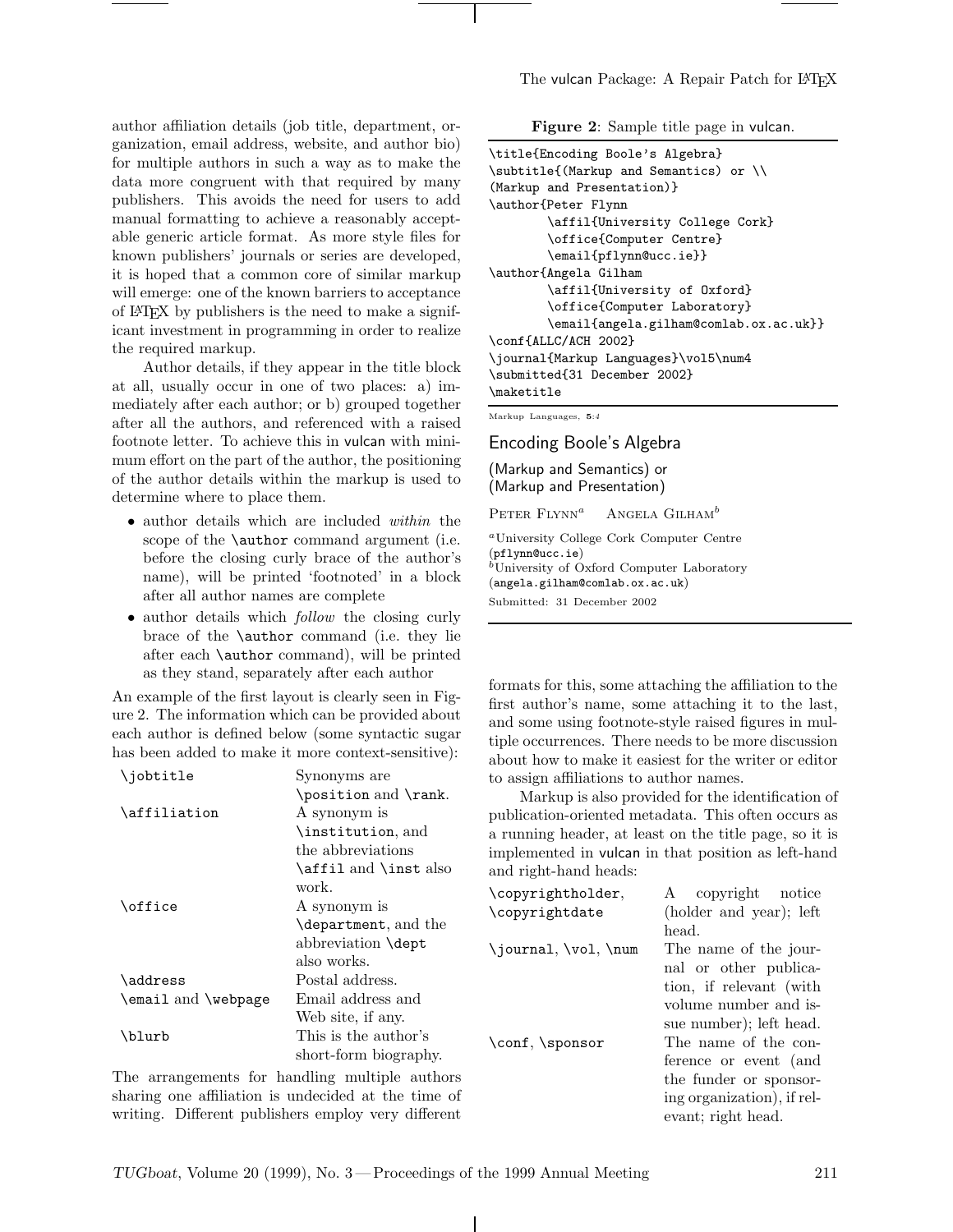author affiliation details (job title, department, organization, email address, website, and author bio) for multiple authors in such a way as to make the data more congruent with that required by many publishers. This avoids the need for users to add manual formatting to achieve a reasonably acceptable generic article format. As more style files for known publishers' journals or series are developed, it is hoped that a common core of similar markup will emerge: one of the known barriers to acceptance of LaTeX by publishers is the need to make a significant investment in programming in order to realize the required markup.

Author details, if they appear in the title block at all, usually occur in one of two places: a) immediately after each author; or b) grouped together after all the authors, and referenced with a raised footnote letter. To achieve this in vulcan with minimum effort on the part of the author, the positioning of the author details within the markup is used to determine where to place them.

- author details which are included *within* the scope of the `\author` command argument (i.e. before the closing curly brace of the author's name), will be printed 'footnoted' in a block after all author names are complete
- author details which *follow* the closing curly brace of the `\author` command (i.e. they lie after each `\author` command), will be printed as they stand, separately after each author

An example of the first layout is clearly seen in Figure 2. The information which can be provided about each author is defined below (some syntactic sugar has been added to make it more context-sensitive):

| | |
|---|---|
| `\jobtitle` | Synonyms are `\position` and `\rank`. |
| `\affiliation` | A synonym is `\institution`, and the abbreviations `\affil` and `\inst` also work. |
| `\office` | A synonym is `\department`, and the abbreviation `\dept` also works. |
| `\address` | Postal address. |
| `\email` and `\webpage` | Email address and Web site, if any. |
| `\blurb` | This is the author's short-form biography. |

The arrangements for handling multiple authors sharing one affiliation is undecided at the time of writing. Different publishers employ very different formats for this, some attaching the affiliation to the first author's name, some attaching it to the last, and some using footnote-style raised figures in multiple occurrences. There needs to be more discussion about how to make it easiest for the writer or editor to assign affiliations to author names.

**Figure 2**: Sample title page in vulcan.

```
\title{Encoding Boole's Algebra}
\subtitle{(Markup and Semantics) or \\
(Markup and Presentation)}
\author{Peter Flynn
        \affil{University College Cork}
        \office{Computer Centre}
        \email{pflynn@ucc.ie}}
\author{Angela Gilham
        \affil{University of Oxford}
        \office{Computer Laboratory}
        \email{angela.gilham@comlab.ox.ac.uk}}
\conf{ALLC/ACH 2002}
\journal{Markup Languages}\vol5\num4
\submitted{31 December 2002}
\maketitle
```

Markup Languages, **5**:*4*

Encoding Boole's Algebra

(Markup and Semantics) or
(Markup and Presentation)

Peter Flynn[a] Angela Gilham[b]

[a]University College Cork Computer Centre (pflynn@ucc.ie)
[b]University of Oxford Computer Laboratory (angela.gilham@comlab.ox.ac.uk)

Submitted: 31 December 2002

Markup is also provided for the identification of publication-oriented metadata. This often occurs as a running header, at least on the title page, so it is implemented in vulcan in that position as left-hand and right-hand heads:

| | |
|---|---|
| `\copyrightholder`, `\copyrightdate` | A copyright notice (holder and year); left head. |
| `\journal`, `\vol`, `\num` | The name of the journal or other publication, if relevant (with volume number and issue number); left head. |
| `\conf`, `\sponsor` | The name of the conference or event (and the funder or sponsoring organization), if relevant; right head. |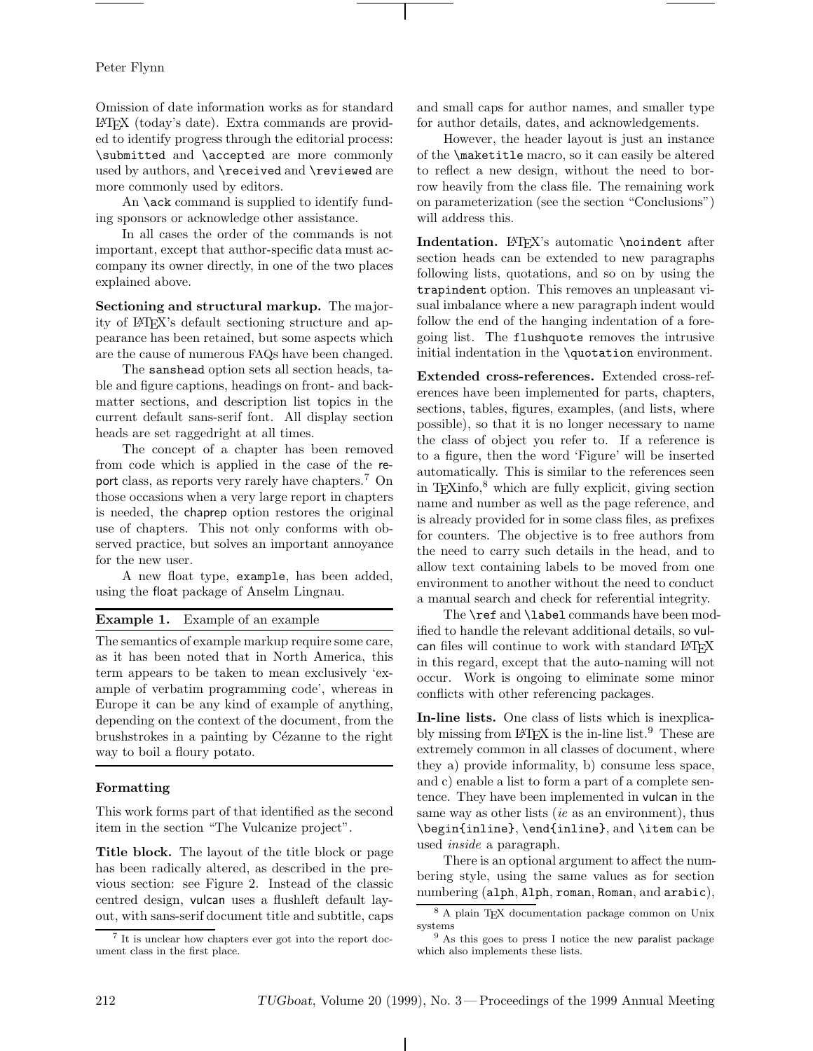Omission of date information works as for standard LaTeX (today's date). Extra commands are provided to identify progress through the editorial process: `\submitted` and `\accepted` are more commonly used by authors, and `\received` and `\reviewed` are more commonly used by editors.

An `\ack` command is supplied to identify funding sponsors or acknowledge other assistance.

In all cases the order of the commands is not important, except that author-specific data must accompany its owner directly, in one of the two places explained above.

**Sectioning and structural markup.** The majority of LaTeX's default sectioning structure and appearance has been retained, but some aspects which are the cause of numerous FAQs have been changed.

The `sanshead` option sets all section heads, table and figure captions, headings on front- and backmatter sections, and description list topics in the current default sans-serif font. All display section heads are set raggedright at all times.

The concept of a chapter has been removed from code which is applied in the case of the report class, as reports very rarely have chapters.[7] On those occasions when a very large report in chapters is needed, the chaprep option restores the original use of chapters. This not only conforms with observed practice, but solves an important annoyance for the new user.

A new float type, `example`, has been added, using the float package of Anselm Lingnau.

**Example 1.** Example of an example

The semantics of example markup require some care, as it has been noted that in North America, this term appears to be taken to mean exclusively 'example of verbatim programming code', whereas in Europe it can be any kind of example of anything, depending on the context of the document, from the brushstrokes in a painting by Cézanne to the right way to boil a floury potato.

### Formatting

This work forms part of that identified as the second item in the section "The Vulcanize project".

**Title block.** The layout of the title block or page has been radically altered, as described in the previous section: see Figure 2. Instead of the classic centred design, vulcan uses a flushleft default layout, with sans-serif document title and subtitle, caps and small caps for author names, and smaller type for author details, dates, and acknowledgements.

However, the header layout is just an instance of the `\maketitle` macro, so it can easily be altered to reflect a new design, without the need to borrow heavily from the class file. The remaining work on parameterization (see the section "Conclusions") will address this.

**Indentation.** LaTeX's automatic `\noindent` after section heads can be extended to new paragraphs following lists, quotations, and so on by using the `trapindent` option. This removes an unpleasant visual imbalance where a new paragraph indent would follow the end of the hanging indentation of a foregoing list. The `flushquote` removes the intrusive initial indentation in the `\quotation` environment.

**Extended cross-references.** Extended cross-references have been implemented for parts, chapters, sections, tables, figures, examples, (and lists, where possible), so that it is no longer necessary to name the class of object you refer to. If a reference is to a figure, then the word 'Figure' will be inserted automatically. This is similar to the references seen in TeXinfo,[8] which are fully explicit, giving section name and number as well as the page reference, and is already provided for in some class files, as prefixes for counters. The objective is to free authors from the need to carry such details in the head, and to allow text containing labels to be moved from one environment to another without the need to conduct a manual search and check for referential integrity.

The `\ref` and `\label` commands have been modified to handle the relevant additional details, so vulcan files will continue to work with standard LaTeX in this regard, except that the auto-naming will not occur. Work is ongoing to eliminate some minor conflicts with other referencing packages.

**In-line lists.** One class of lists which is inexplicably missing from LaTeX is the in-line list.[9] These are extremely common in all classes of document, where they a) provide informality, b) consume less space, and c) enable a list to form a part of a complete sentence. They have been implemented in vulcan in the same way as other lists (*ie* as an environment), thus `\begin{inline}`, `\end{inline}`, and `\item` can be used *inside* a paragraph.

There is an optional argument to affect the numbering style, using the same values as for section numbering (`alph`, `Alph`, `roman`, `Roman`, and `arabic`),

---

[7] It is unclear how chapters ever got into the report document class in the first place.

[8] A plain TeX documentation package common on Unix systems

[9] As this goes to press I notice the new paralist package which also implements these lists.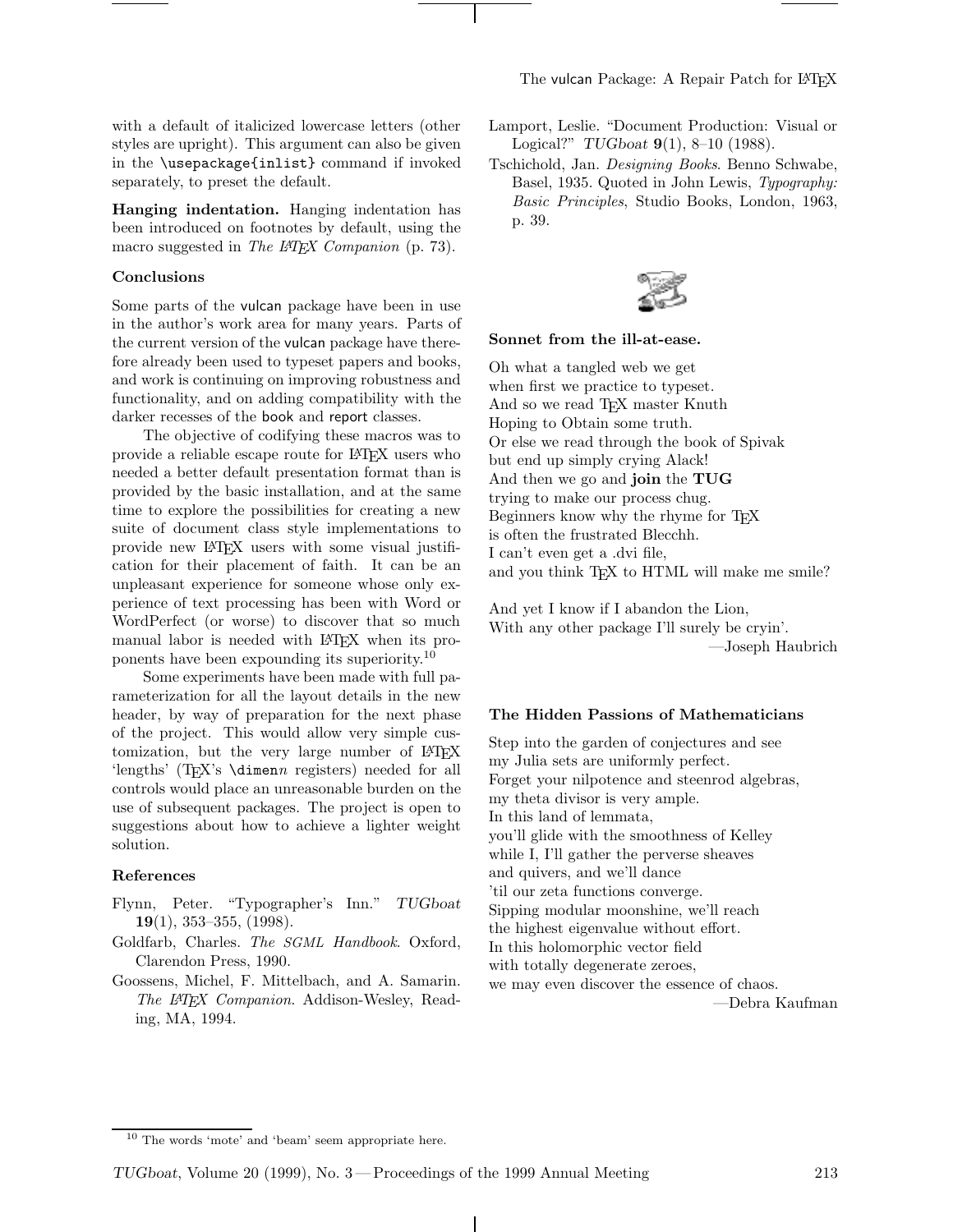with a default of italicized lowercase letters (other styles are upright). This argument can also be given in the `\usepackage{inlist}` command if invoked separately, to preset the default.

**Hanging indentation.** Hanging indentation has been introduced on footnotes by default, using the macro suggested in *The LaTeX Companion* (p. 73).

### Conclusions

Some parts of the vulcan package have been in use in the author's work area for many years. Parts of the current version of the vulcan package have therefore already been used to typeset papers and books, and work is continuing on improving robustness and functionality, and on adding compatibility with the darker recesses of the book and report classes.

The objective of codifying these macros was to provide a reliable escape route for LaTeX users who needed a better default presentation format than is provided by the basic installation, and at the same time to explore the possibilities for creating a new suite of document class style implementations to provide new LaTeX users with some visual justification for their placement of faith. It can be an unpleasant experience for someone whose only experience of text processing has been with Word or WordPerfect (or worse) to discover that so much manual labor is needed with LaTeX when its proponents have been expounding its superiority.[10]

Some experiments have been made with full parameterization for all the layout details in the new header, by way of preparation for the next phase of the project. This would allow very simple customization, but the very large number of LaTeX 'lengths' (TeX's `\dimen`*n* registers) needed for all controls would place an unreasonable burden on the use of subsequent packages. The project is open to suggestions about how to achieve a lighter weight solution.

### References

Flynn, Peter. "Typographer's Inn." *TUGboat* **19**(1), 353–355, (1998).

Goldfarb, Charles. *The SGML Handbook*. Oxford, Clarendon Press, 1990.

Goossens, Michel, F. Mittelbach, and A. Samarin. *The LaTeX Companion*. Addison-Wesley, Reading, MA, 1994.

Lamport, Leslie. "Document Production: Visual or Logical?" *TUGboat* **9**(1), 8–10 (1988).

Tschichold, Jan. *Designing Books*. Benno Schwabe, Basel, 1935. Quoted in John Lewis, *Typography: Basic Principles*, Studio Books, London, 1963, p. 39.

### Sonnet from the ill-at-ease.

Oh what a tangled web we get  
when first we practice to typeset.  
And so we read TeX master Knuth  
Hoping to Obtain some truth.  
Or else we read through the book of Spivak  
but end up simply crying Alack!  
And then we go and **join** the **TUG**  
trying to make our process chug.  
Beginners know why the rhyme for TeX  
is often the frustrated Blecchh.  
I can't even get a .dvi file,  
and you think TeX to HTML will make me smile?

And yet I know if I abandon the Lion,  
With any other package I'll surely be cryin'.

—Joseph Haubrich

### The Hidden Passions of Mathematicians

Step into the garden of conjectures and see  
my Julia sets are uniformly perfect.  
Forget your nilpotence and steenrod algebras,  
my theta divisor is very ample.  
In this land of lemmata,  
you'll glide with the smoothness of Kelley  
while I, I'll gather the perverse sheaves  
and quivers, and we'll dance  
'til our zeta functions converge.  
Sipping modular moonshine, we'll reach  
the highest eigenvalue without effort.  
In this holomorphic vector field  
with totally degenerate zeroes,  
we may even discover the essence of chaos.

—Debra Kaufman

[10] The words 'mote' and 'beam' seem appropriate here.